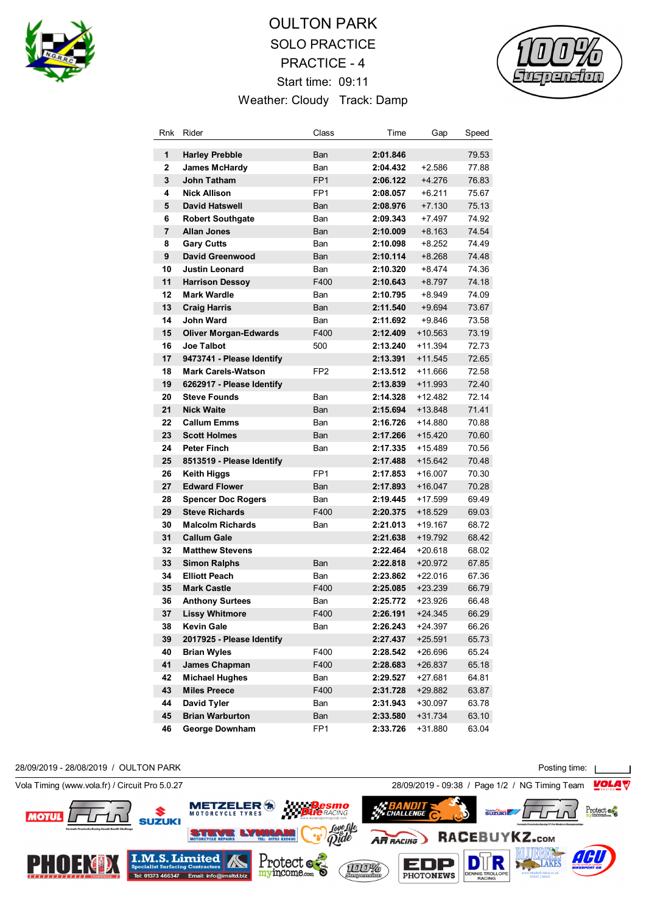# OULTON PARK

## SOLO PRACTICE

## PRACTICE - 4

Start time: 09:11

Weather: Cloudy Track: Damp

| Rnk | Rider | Class | Time | Gap | Speed |
|---|---|---|---|---|---|
| 1 | **Harley Prebble** | Ban | **2:01.846** | | 79.53 |
| 2 | **James McHardy** | Ban | **2:04.432** | +2.586 | 77.88 |
| 3 | **John Tatham** | FP1 | **2:06.122** | +4.276 | 76.83 |
| 4 | **Nick Allison** | FP1 | **2:08.057** | +6.211 | 75.67 |
| 5 | **David Hatswell** | Ban | **2:08.976** | +7.130 | 75.13 |
| 6 | **Robert Southgate** | Ban | **2:09.343** | +7.497 | 74.92 |
| 7 | **Allan Jones** | Ban | **2:10.009** | +8.163 | 74.54 |
| 8 | **Gary Cutts** | Ban | **2:10.098** | +8.252 | 74.49 |
| 9 | **David Greenwood** | Ban | **2:10.114** | +8.268 | 74.48 |
| 10 | **Justin Leonard** | Ban | **2:10.320** | +8.474 | 74.36 |
| 11 | **Harrison Dessoy** | F400 | **2:10.643** | +8.797 | 74.18 |
| 12 | **Mark Wardle** | Ban | **2:10.795** | +8.949 | 74.09 |
| 13 | **Craig Harris** | Ban | **2:11.540** | +9.694 | 73.67 |
| 14 | **John Ward** | Ban | **2:11.692** | +9.846 | 73.58 |
| 15 | **Oliver Morgan-Edwards** | F400 | **2:12.409** | +10.563 | 73.19 |
| 16 | **Joe Talbot** | 500 | **2:13.240** | +11.394 | 72.73 |
| 17 | **9473741 - Please Identify** | | **2:13.391** | +11.545 | 72.65 |
| 18 | **Mark Carels-Watson** | FP2 | **2:13.512** | +11.666 | 72.58 |
| 19 | **6262917 - Please Identify** | | **2:13.839** | +11.993 | 72.40 |
| 20 | **Steve Founds** | Ban | **2:14.328** | +12.482 | 72.14 |
| 21 | **Nick Waite** | Ban | **2:15.694** | +13.848 | 71.41 |
| 22 | **Callum Emms** | Ban | **2:16.726** | +14.880 | 70.88 |
| 23 | **Scott Holmes** | Ban | **2:17.266** | +15.420 | 70.60 |
| 24 | **Peter Finch** | Ban | **2:17.335** | +15.489 | 70.56 |
| 25 | **8513519 - Please Identify** | | **2:17.488** | +15.642 | 70.48 |
| 26 | **Keith Higgs** | FP1 | **2:17.853** | +16.007 | 70.30 |
| 27 | **Edward Flower** | Ban | **2:17.893** | +16.047 | 70.28 |
| 28 | **Spencer Doc Rogers** | Ban | **2:19.445** | +17.599 | 69.49 |
| 29 | **Steve Richards** | F400 | **2:20.375** | +18.529 | 69.03 |
| 30 | **Malcolm Richards** | Ban | **2:21.013** | +19.167 | 68.72 |
| 31 | **Callum Gale** | | **2:21.638** | +19.792 | 68.42 |
| 32 | **Matthew Stevens** | | **2:22.464** | +20.618 | 68.02 |
| 33 | **Simon Ralphs** | Ban | **2:22.818** | +20.972 | 67.85 |
| 34 | **Elliott Peach** | Ban | **2:23.862** | +22.016 | 67.36 |
| 35 | **Mark Castle** | F400 | **2:25.085** | +23.239 | 66.79 |
| 36 | **Anthony Surtees** | Ban | **2:25.772** | +23.926 | 66.48 |
| 37 | **Lissy Whitmore** | F400 | **2:26.191** | +24.345 | 66.29 |
| 38 | **Kevin Gale** | Ban | **2:26.243** | +24.397 | 66.26 |
| 39 | **2017925 - Please Identify** | | **2:27.437** | +25.591 | 65.73 |
| 40 | **Brian Wyles** | F400 | **2:28.542** | +26.696 | 65.24 |
| 41 | **James Chapman** | F400 | **2:28.683** | +26.837 | 65.18 |
| 42 | **Michael Hughes** | Ban | **2:29.527** | +27.681 | 64.81 |
| 43 | **Miles Preece** | F400 | **2:31.728** | +29.882 | 63.87 |
| 44 | **David Tyler** | Ban | **2:31.943** | +30.097 | 63.78 |
| 45 | **Brian Warburton** | Ban | **2:33.580** | +31.734 | 63.10 |
| 46 | **George Downham** | FP1 | **2:33.726** | +31.880 | 63.04 |

28/09/2019 - 28/08/2019 / OULTON PARK

Posting time:

Vola Timing (www.vola.fr) / Circuit Pro 5.0.27

28/09/2019 - 09:38 / NG Timing Team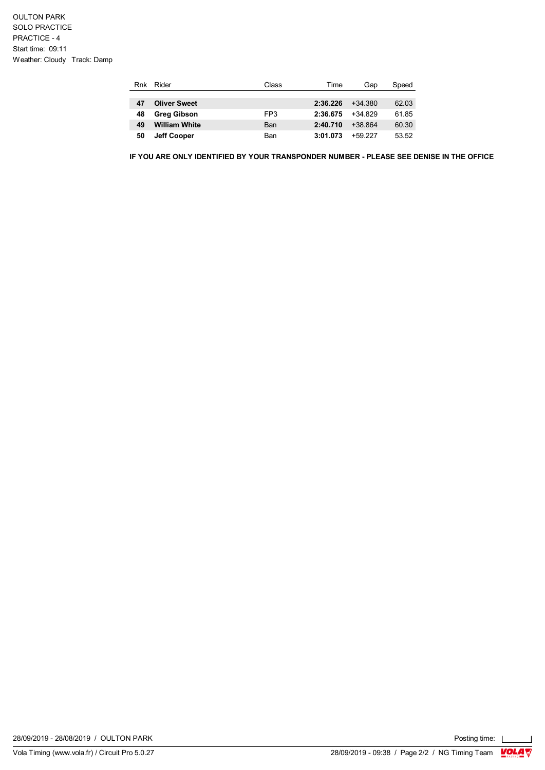OULTON PARK
SOLO PRACTICE
PRACTICE - 4
Start time: 09:11
Weather: Cloudy   Track: Damp

| Rnk | Rider | Class | Time | Gap | Speed |
|---|---|---|---|---|---|
| **47** | **Oliver Sweet** | | **2:36.226** | +34.380 | 62.03 |
| **48** | **Greg Gibson** | FP3 | **2:36.675** | +34.829 | 61.85 |
| **49** | **William White** | Ban | **2:40.710** | +38.864 | 60.30 |
| **50** | **Jeff Cooper** | Ban | **3:01.073** | +59.227 | 53.52 |

**IF YOU ARE ONLY IDENTIFIED BY YOUR TRANSPONDER NUMBER - PLEASE SEE DENISE IN THE OFFICE**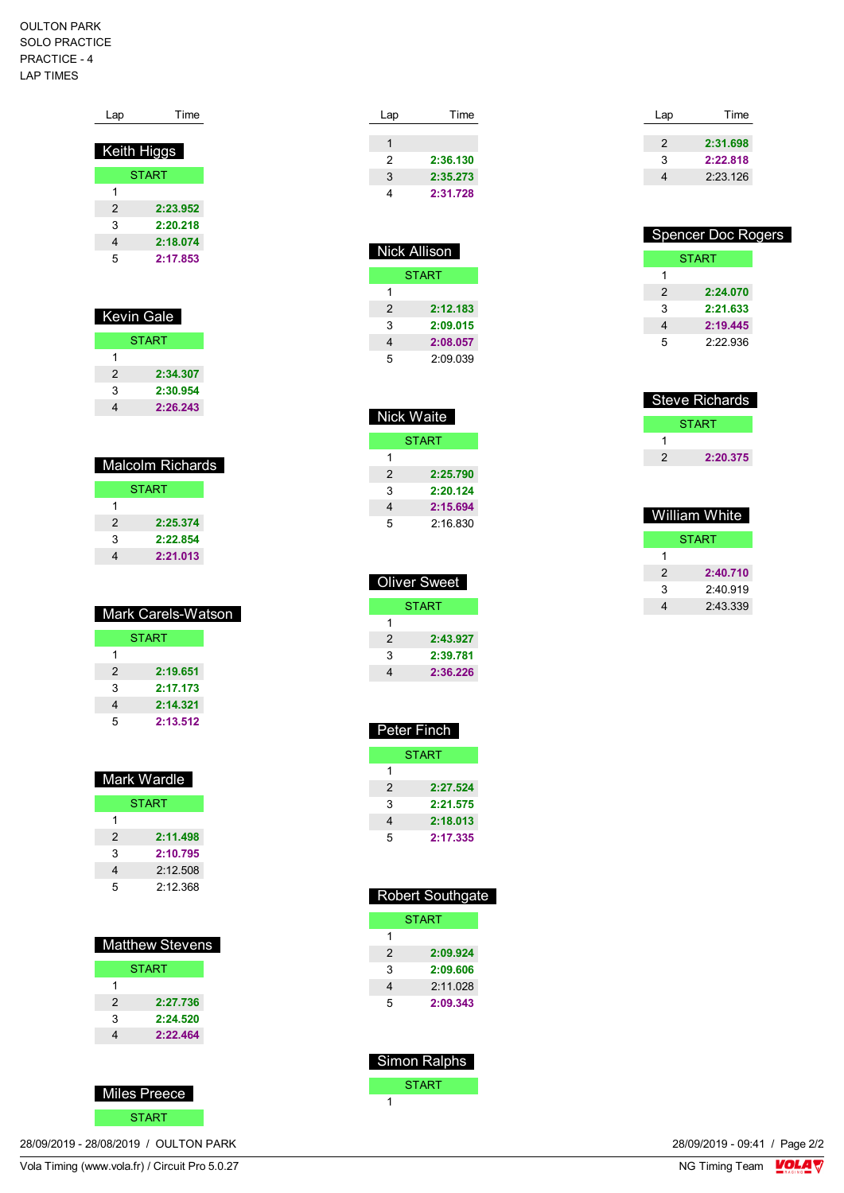OULTON PARK
SOLO PRACTICE
PRACTICE - 4
LAP TIMES

## Keith Higgs

| Lap | Time |
|---|---|
| START | |
| 1 | |
| 2 | 2:23.952 |
| 3 | 2:20.218 |
| 4 | 2:18.074 |
| 5 | 2:17.853 |

## Kevin Gale

| Lap | Time |
|---|---|
| START | |
| 1 | |
| 2 | 2:34.307 |
| 3 | 2:30.954 |
| 4 | 2:26.243 |

## Malcolm Richards

| Lap | Time |
|---|---|
| START | |
| 1 | |
| 2 | 2:25.374 |
| 3 | 2:22.854 |
| 4 | 2:21.013 |

## Mark Carels-Watson

| Lap | Time |
|---|---|
| START | |
| 1 | |
| 2 | 2:19.651 |
| 3 | 2:17.173 |
| 4 | 2:14.321 |
| 5 | 2:13.512 |

## Mark Wardle

| Lap | Time |
|---|---|
| START | |
| 1 | |
| 2 | 2:11.498 |
| 3 | 2:10.795 |
| 4 | 2:12.508 |
| 5 | 2:12.368 |

## Matthew Stevens

| Lap | Time |
|---|---|
| START | |
| 1 | |
| 2 | 2:27.736 |
| 3 | 2:24.520 |
| 4 | 2:22.464 |

## Miles Preece

| Lap | Time |
|---|---|
| START | |
| 1 | |
| 2 | 2:36.130 |
| 3 | 2:35.273 |
| 4 | 2:31.728 |

## Nick Allison

| Lap | Time |
|---|---|
| START | |
| 1 | |
| 2 | 2:12.183 |
| 3 | 2:09.015 |
| 4 | 2:08.057 |
| 5 | 2:09.039 |

## Nick Waite

| Lap | Time |
|---|---|
| START | |
| 1 | |
| 2 | 2:25.790 |
| 3 | 2:20.124 |
| 4 | 2:15.694 |
| 5 | 2:16.830 |

## Oliver Sweet

| Lap | Time |
|---|---|
| START | |
| 1 | |
| 2 | 2:43.927 |
| 3 | 2:39.781 |
| 4 | 2:36.226 |

## Peter Finch

| Lap | Time |
|---|---|
| START | |
| 1 | |
| 2 | 2:27.524 |
| 3 | 2:21.575 |
| 4 | 2:18.013 |
| 5 | 2:17.335 |

## Robert Southgate

| Lap | Time |
|---|---|
| START | |
| 1 | |
| 2 | 2:09.924 |
| 3 | 2:09.606 |
| 4 | 2:11.028 |
| 5 | 2:09.343 |

## Simon Ralphs

| Lap | Time |
|---|---|
| START | |
| 1 | |
| 2 | 2:31.698 |
| 3 | 2:22.818 |
| 4 | 2:23.126 |

## Spencer Doc Rogers

| Lap | Time |
|---|---|
| START | |
| 1 | |
| 2 | 2:24.070 |
| 3 | 2:21.633 |
| 4 | 2:19.445 |
| 5 | 2:22.936 |

## Steve Richards

| Lap | Time |
|---|---|
| START | |
| 1 | |
| 2 | 2:20.375 |

## William White

| Lap | Time |
|---|---|
| START | |
| 1 | |
| 2 | 2:40.710 |
| 3 | 2:40.919 |
| 4 | 2:43.339 |

28/09/2019 - 28/08/2019 / OULTON PARK

Vola Timing (www.vola.fr) / Circuit Pro 5.0.27

28/09/2019 - 09:41

NG Timing Team